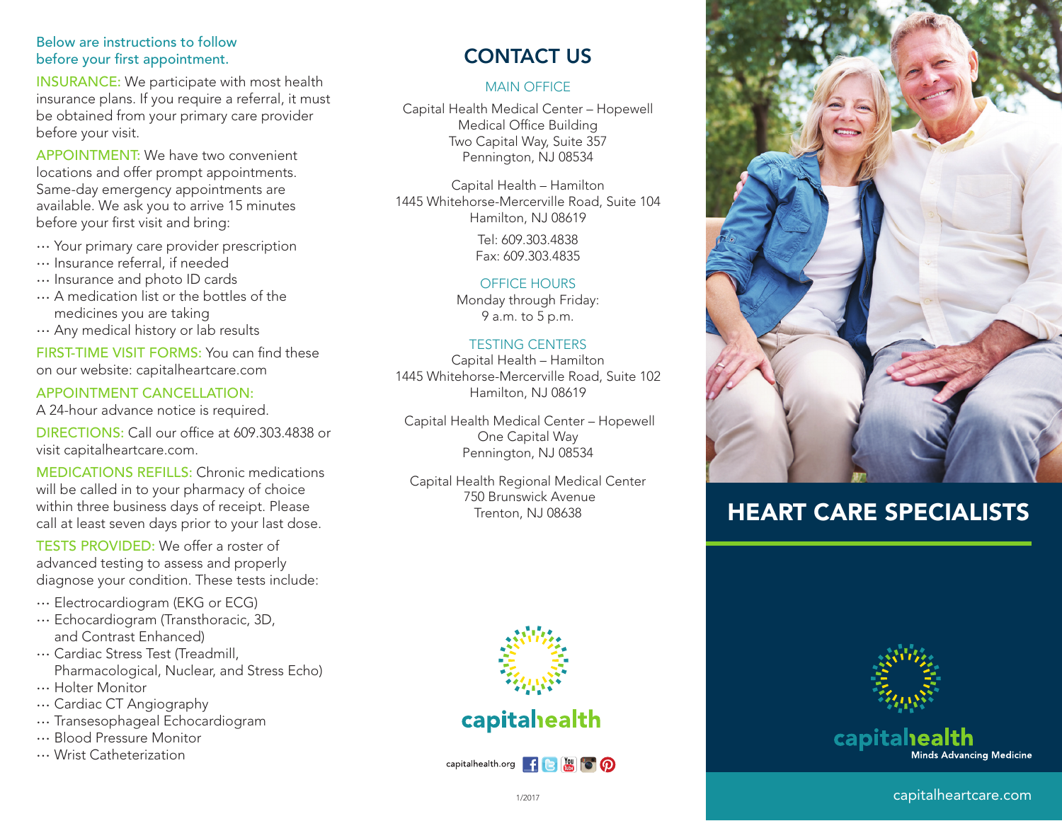Below are instructions to follow before your first appointment.

**INSURANCE:** We participate with most health insurance plans. If you require a referral, it must be obtained from your primary care provider before your visit.

**APPOINTMENT:** We have two convenient locations and offer prompt appointments. Same-day emergency appointments are available. We ask you to arrive 15 minutes before your first visit and bring:

- Your primary care provider prescription
- Insurance referral, if needed
- Insurance and photo ID cards
- A medication list or the bottles of the medicines you are taking
- Any medical history or lab results

**FIRST-TIME VISIT FORMS:** You can find these on our website: capitalheartcare.com

**APPOINTMENT CANCELLATION:** A 24-hour advance notice is required.

**DIRECTIONS:** Call our office at 609.303.4838 or visit capitalheartcare.com.

**MEDICATIONS REFILLS:** Chronic medications will be called in to your pharmacy of choice within three business days of receipt. Please call at least seven days prior to your last dose.

**TESTS PROVIDED:** We offer a roster of advanced testing to assess and properly diagnose your condition. These tests include:

- Electrocardiogram (EKG or ECG)
- Echocardiogram (Transthoracic, 3D, and Contrast Enhanced)
- Cardiac Stress Test (Treadmill, Pharmacological, Nuclear, and Stress Echo)
- Holter Monitor
- Cardiac CT Angiography
- Transesophageal Echocardiogram
- Blood Pressure Monitor
- Wrist Catheterization

# CONTACT US

## MAIN OFFICE

Capital Health Medical Center – Hopewell
Medical Office Building
Two Capital Way, Suite 357
Pennington, NJ 08534

Capital Health – Hamilton
1445 Whitehorse-Mercerville Road, Suite 104
Hamilton, NJ 08619

Tel: 609.303.4838
Fax: 609.303.4835

## OFFICE HOURS

Monday through Friday:
9 a.m. to 5 p.m.

## TESTING CENTERS

Capital Health – Hamilton
1445 Whitehorse-Mercerville Road, Suite 102
Hamilton, NJ 08619

Capital Health Medical Center – Hopewell
One Capital Way
Pennington, NJ 08534

Capital Health Regional Medical Center
750 Brunswick Avenue
Trenton, NJ 08638

capitalhealth

capitalhealth.org

1/2017

# HEART CARE SPECIALISTS

capitalhealth
Minds Advancing Medicine

capitalheartcare.com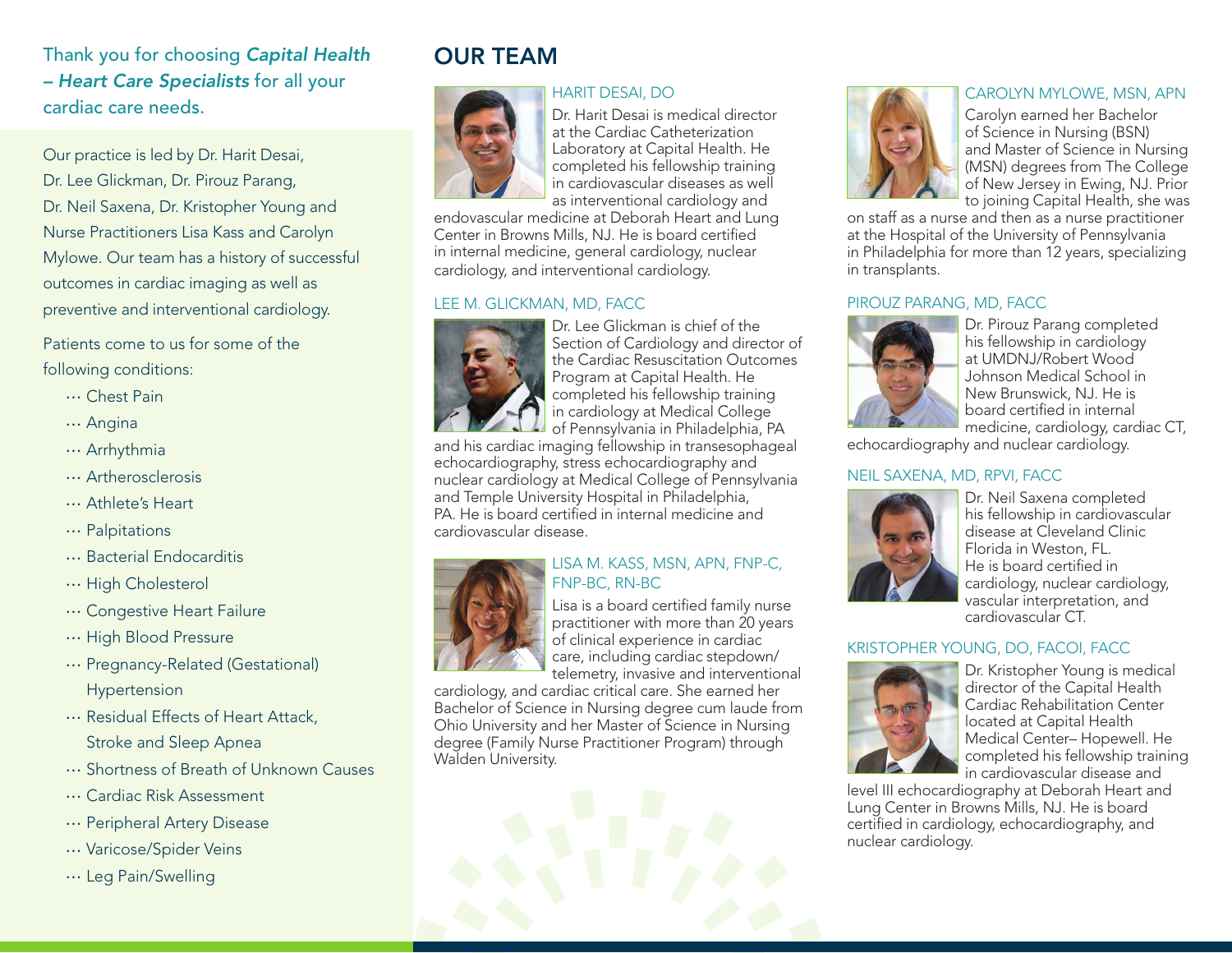Thank you for choosing ***Capital Health – Heart Care Specialists*** for all your cardiac care needs.

Our practice is led by Dr. Harit Desai, Dr. Lee Glickman, Dr. Pirouz Parang, Dr. Neil Saxena, Dr. Kristopher Young and Nurse Practitioners Lisa Kass and Carolyn Mylowe. Our team has a history of successful outcomes in cardiac imaging as well as preventive and interventional cardiology.

Patients come to us for some of the following conditions:

- Chest Pain
- Angina
- Arrhythmia
- Artherosclerosis
- Athlete's Heart
- Palpitations
- Bacterial Endocarditis
- High Cholesterol
- Congestive Heart Failure
- High Blood Pressure
- Pregnancy-Related (Gestational) Hypertension
- Residual Effects of Heart Attack, Stroke and Sleep Apnea
- Shortness of Breath of Unknown Causes
- Cardiac Risk Assessment
- Peripheral Artery Disease
- Varicose/Spider Veins
- Leg Pain/Swelling

# OUR TEAM

### HARIT DESAI, DO

Dr. Harit Desai is medical director at the Cardiac Catheterization Laboratory at Capital Health. He completed his fellowship training in cardiovascular diseases as well as interventional cardiology and endovascular medicine at Deborah Heart and Lung Center in Browns Mills, NJ. He is board certified in internal medicine, general cardiology, nuclear cardiology, and interventional cardiology.

### LEE M. GLICKMAN, MD, FACC

Dr. Lee Glickman is chief of the Section of Cardiology and director of the Cardiac Resuscitation Outcomes Program at Capital Health. He completed his fellowship training in cardiology at Medical College of Pennsylvania in Philadelphia, PA and his cardiac imaging fellowship in transesophageal echocardiography, stress echocardiography and nuclear cardiology at Medical College of Pennsylvania and Temple University Hospital in Philadelphia, PA. He is board certified in internal medicine and cardiovascular disease.

### LISA M. KASS, MSN, APN, FNP-C, FNP-BC, RN-BC

Lisa is a board certified family nurse practitioner with more than 20 years of clinical experience in cardiac care, including cardiac stepdown/ telemetry, invasive and interventional cardiology, and cardiac critical care. She earned her Bachelor of Science in Nursing degree cum laude from Ohio University and her Master of Science in Nursing degree (Family Nurse Practitioner Program) through Walden University.

### CAROLYN MYLOWE, MSN, APN

Carolyn earned her Bachelor of Science in Nursing (BSN) and Master of Science in Nursing (MSN) degrees from The College of New Jersey in Ewing, NJ. Prior to joining Capital Health, she was on staff as a nurse and then as a nurse practitioner at the Hospital of the University of Pennsylvania in Philadelphia for more than 12 years, specializing in transplants.

### PIROUZ PARANG, MD, FACC

Dr. Pirouz Parang completed his fellowship in cardiology at UMDNJ/Robert Wood Johnson Medical School in New Brunswick, NJ. He is board certified in internal medicine, cardiology, cardiac CT, echocardiography and nuclear cardiology.

### NEIL SAXENA, MD, RPVI, FACC

Dr. Neil Saxena completed his fellowship in cardiovascular disease at Cleveland Clinic Florida in Weston, FL. He is board certified in cardiology, nuclear cardiology, vascular interpretation, and cardiovascular CT.

### KRISTOPHER YOUNG, DO, FACOI, FACC

Dr. Kristopher Young is medical director of the Capital Health Cardiac Rehabilitation Center located at Capital Health Medical Center– Hopewell. He completed his fellowship training in cardiovascular disease and level III echocardiography at Deborah Heart and Lung Center in Browns Mills, NJ. He is board certified in cardiology, echocardiography, and nuclear cardiology.